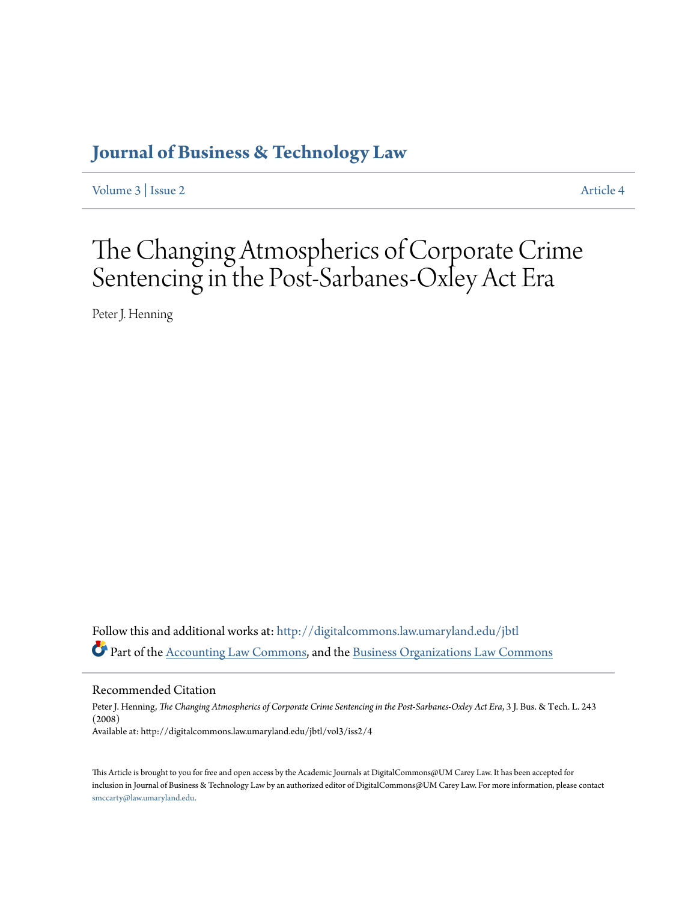# Journal of Business & Technology Law

Volume 3 | Issue 2 — Article 4

# The Changing Atmospherics of Corporate Crime Sentencing in the Post-Sarbanes-Oxley Act Era

Peter J. Henning

Follow this and additional works at: http://digitalcommons.law.umaryland.edu/jbtl

Part of the Accounting Law Commons, and the Business Organizations Law Commons

## Recommended Citation

Peter J. Henning, *The Changing Atmospherics of Corporate Crime Sentencing in the Post-Sarbanes-Oxley Act Era*, 3 J. Bus. & Tech. L. 243 (2008)

Available at: http://digitalcommons.law.umaryland.edu/jbtl/vol3/iss2/4

This Article is brought to you for free and open access by the Academic Journals at DigitalCommons@UM Carey Law. It has been accepted for inclusion in Journal of Business & Technology Law by an authorized editor of DigitalCommons@UM Carey Law. For more information, please contact smccarty@law.umaryland.edu.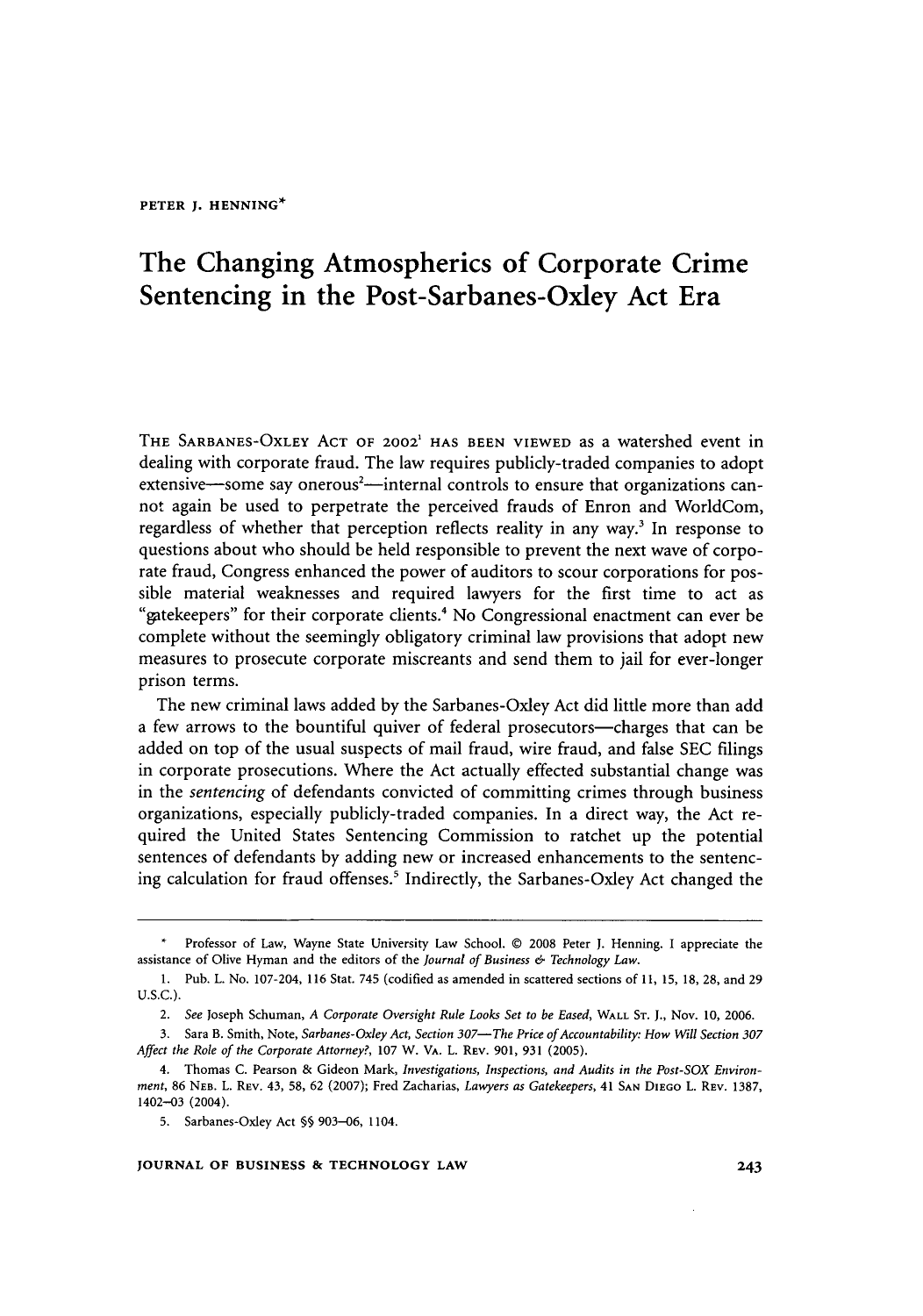PETER J. HENNING*

# The Changing Atmospherics of Corporate Crime Sentencing in the Post-Sarbanes-Oxley Act Era

THE SARBANES-OXLEY ACT OF 2002[1] HAS BEEN VIEWED as a watershed event in dealing with corporate fraud. The law requires publicly-traded companies to adopt extensive—some say onerous[2]—internal controls to ensure that organizations cannot again be used to perpetrate the perceived frauds of Enron and WorldCom, regardless of whether that perception reflects reality in any way.[3] In response to questions about who should be held responsible to prevent the next wave of corporate fraud, Congress enhanced the power of auditors to scour corporations for possible material weaknesses and required lawyers for the first time to act as "gatekeepers" for their corporate clients.[4] No Congressional enactment can ever be complete without the seemingly obligatory criminal law provisions that adopt new measures to prosecute corporate miscreants and send them to jail for ever-longer prison terms.

The new criminal laws added by the Sarbanes-Oxley Act did little more than add a few arrows to the bountiful quiver of federal prosecutors—charges that can be added on top of the usual suspects of mail fraud, wire fraud, and false SEC filings in corporate prosecutions. Where the Act actually effected substantial change was in the *sentencing* of defendants convicted of committing crimes through business organizations, especially publicly-traded companies. In a direct way, the Act required the United States Sentencing Commission to ratchet up the potential sentences of defendants by adding new or increased enhancements to the sentencing calculation for fraud offenses.[5] Indirectly, the Sarbanes-Oxley Act changed the

---

\* Professor of Law, Wayne State University Law School. © 2008 Peter J. Henning. I appreciate the assistance of Olive Hyman and the editors of the *Journal of Business & Technology Law*.

1. Pub. L. No. 107-204, 116 Stat. 745 (codified as amended in scattered sections of 11, 15, 18, 28, and 29 U.S.C.).

2. *See* Joseph Schuman, *A Corporate Oversight Rule Looks Set to be Eased*, WALL ST. J., Nov. 10, 2006.

3. Sara B. Smith, Note, *Sarbanes-Oxley Act, Section 307—The Price of Accountability: How Will Section 307 Affect the Role of the Corporate Attorney?*, 107 W. VA. L. REV. 901, 931 (2005).

4. Thomas C. Pearson & Gideon Mark, *Investigations, Inspections, and Audits in the Post-SOX Environment*, 86 NEB. L. REV. 43, 58, 62 (2007); Fred Zacharias, *Lawyers as Gatekeepers*, 41 SAN DIEGO L. REV. 1387, 1402–03 (2004).

5. Sarbanes-Oxley Act §§ 903–06, 1104.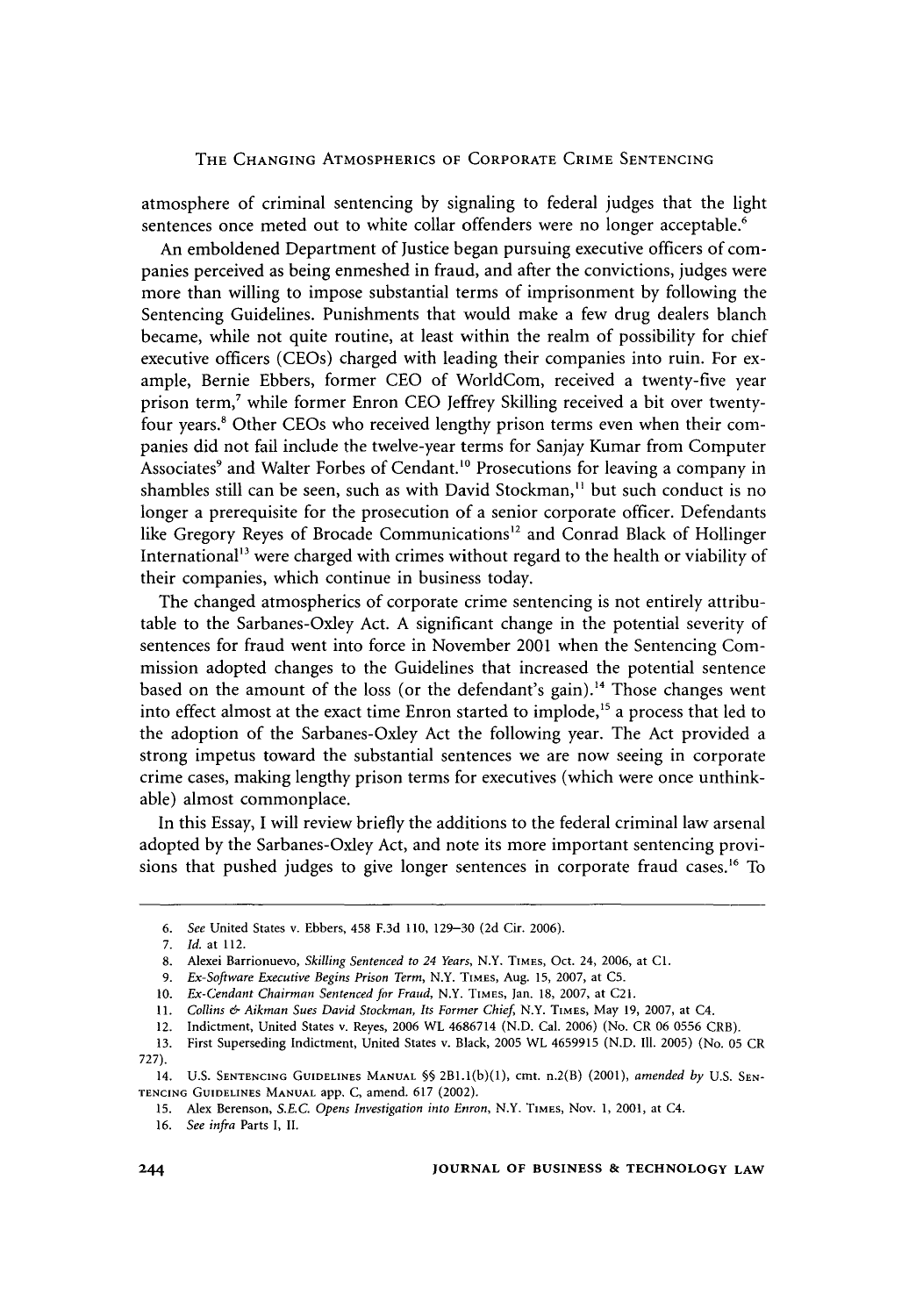atmosphere of criminal sentencing by signaling to federal judges that the light sentences once meted out to white collar offenders were no longer acceptable.[6]

An emboldened Department of Justice began pursuing executive officers of companies perceived as being enmeshed in fraud, and after the convictions, judges were more than willing to impose substantial terms of imprisonment by following the Sentencing Guidelines. Punishments that would make a few drug dealers blanch became, while not quite routine, at least within the realm of possibility for chief executive officers (CEOs) charged with leading their companies into ruin. For example, Bernie Ebbers, former CEO of WorldCom, received a twenty-five year prison term,[7] while former Enron CEO Jeffrey Skilling received a bit over twenty-four years.[8] Other CEOs who received lengthy prison terms even when their companies did not fail include the twelve-year terms for Sanjay Kumar from Computer Associates[9] and Walter Forbes of Cendant.[10] Prosecutions for leaving a company in shambles still can be seen, such as with David Stockman,[11] but such conduct is no longer a prerequisite for the prosecution of a senior corporate officer. Defendants like Gregory Reyes of Brocade Communications[12] and Conrad Black of Hollinger International[13] were charged with crimes without regard to the health or viability of their companies, which continue in business today.

The changed atmospherics of corporate crime sentencing is not entirely attributable to the Sarbanes-Oxley Act. A significant change in the potential severity of sentences for fraud went into force in November 2001 when the Sentencing Commission adopted changes to the Guidelines that increased the potential sentence based on the amount of the loss (or the defendant's gain).[14] Those changes went into effect almost at the exact time Enron started to implode,[15] a process that led to the adoption of the Sarbanes-Oxley Act the following year. The Act provided a strong impetus toward the substantial sentences we are now seeing in corporate crime cases, making lengthy prison terms for executives (which were once unthinkable) almost commonplace.

In this Essay, I will review briefly the additions to the federal criminal law arsenal adopted by the Sarbanes-Oxley Act, and note its more important sentencing provisions that pushed judges to give longer sentences in corporate fraud cases.[16] To

---

6. *See* United States v. Ebbers, 458 F.3d 110, 129–30 (2d Cir. 2006).

7. *Id.* at 112.

8. Alexei Barrionuevo, *Skilling Sentenced to 24 Years*, N.Y. TIMES, Oct. 24, 2006, at C1.

9. *Ex-Software Executive Begins Prison Term*, N.Y. TIMES, Aug. 15, 2007, at C5.

10. *Ex-Cendant Chairman Sentenced for Fraud*, N.Y. TIMES, Jan. 18, 2007, at C21.

11. *Collins & Aikman Sues David Stockman, Its Former Chief*, N.Y. TIMES, May 19, 2007, at C4.

12. Indictment, United States v. Reyes, 2006 WL 4686714 (N.D. Cal. 2006) (No. CR 06 0556 CRB).

13. First Superseding Indictment, United States v. Black, 2005 WL 4659915 (N.D. Ill. 2005) (No. 05 CR 727).

14. U.S. SENTENCING GUIDELINES MANUAL §§ 2B1.1(b)(1), cmt. n.2(B) (2001), *amended by* U.S. SENTENCING GUIDELINES MANUAL app. C, amend. 617 (2002).

15. Alex Berenson, *S.E.C. Opens Investigation into Enron*, N.Y. TIMES, Nov. 1, 2001, at C4.

16. *See infra* Parts I, II.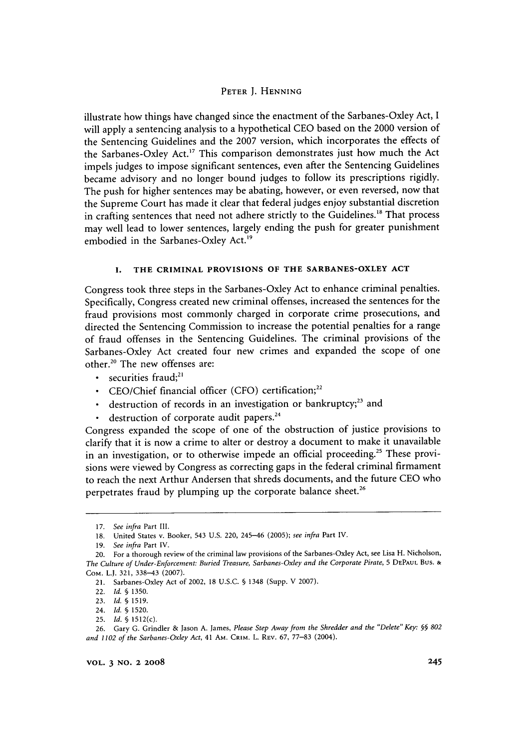illustrate how things have changed since the enactment of the Sarbanes-Oxley Act, I will apply a sentencing analysis to a hypothetical CEO based on the 2000 version of the Sentencing Guidelines and the 2007 version, which incorporates the effects of the Sarbanes-Oxley Act.[17] This comparison demonstrates just how much the Act impels judges to impose significant sentences, even after the Sentencing Guidelines became advisory and no longer bound judges to follow its prescriptions rigidly. The push for higher sentences may be abating, however, or even reversed, now that the Supreme Court has made it clear that federal judges enjoy substantial discretion in crafting sentences that need not adhere strictly to the Guidelines.[18] That process may well lead to lower sentences, largely ending the push for greater punishment embodied in the Sarbanes-Oxley Act.[19]

## I. THE CRIMINAL PROVISIONS OF THE SARBANES-OXLEY ACT

Congress took three steps in the Sarbanes-Oxley Act to enhance criminal penalties. Specifically, Congress created new criminal offenses, increased the sentences for the fraud provisions most commonly charged in corporate crime prosecutions, and directed the Sentencing Commission to increase the potential penalties for a range of fraud offenses in the Sentencing Guidelines. The criminal provisions of the Sarbanes-Oxley Act created four new crimes and expanded the scope of one other.[20] The new offenses are:

- securities fraud;[21]
- CEO/Chief financial officer (CFO) certification;[22]
- destruction of records in an investigation or bankruptcy;[23] and
- destruction of corporate audit papers.[24]

Congress expanded the scope of one of the obstruction of justice provisions to clarify that it is now a crime to alter or destroy a document to make it unavailable in an investigation, or to otherwise impede an official proceeding.[25] These provisions were viewed by Congress as correcting gaps in the federal criminal firmament to reach the next Arthur Andersen that shreds documents, and the future CEO who perpetrates fraud by plumping up the corporate balance sheet.[26]

---

17. *See infra* Part III.
18. United States v. Booker, 543 U.S. 220, 245–46 (2005); *see infra* Part IV.
19. *See infra* Part IV.
20. For a thorough review of the criminal law provisions of the Sarbanes-Oxley Act, see Lisa H. Nicholson, *The Culture of Under-Enforcement: Buried Treasure, Sarbanes-Oxley and the Corporate Pirate*, 5 DEPAUL BUS. & COM. L.J. 321, 338–43 (2007).
21. Sarbanes-Oxley Act of 2002, 18 U.S.C. § 1348 (Supp. V 2007).
22. *Id.* § 1350.
23. *Id.* § 1519.
24. *Id.* § 1520.
25. *Id.* § 1512(c).
26. Gary G. Grindler & Jason A. James, *Please Step Away from the Shredder and the "Delete" Key: §§ 802 and 1102 of the Sarbanes-Oxley Act*, 41 AM. CRIM. L. REV. 67, 77–83 (2004).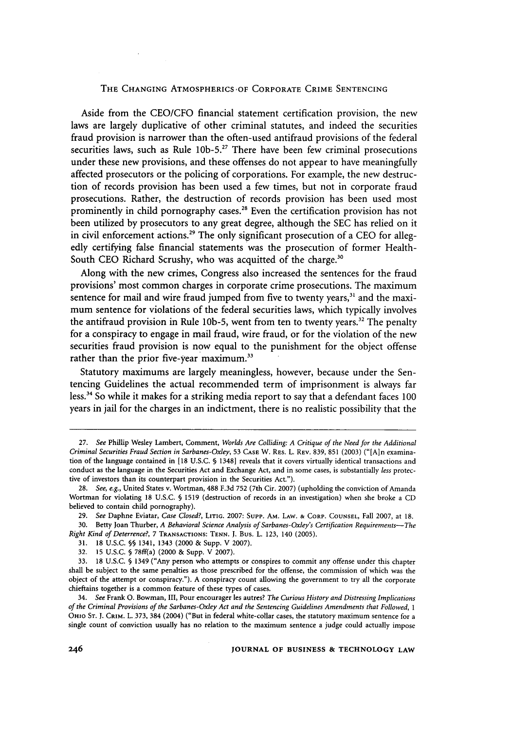Aside from the CEO/CFO financial statement certification provision, the new laws are largely duplicative of other criminal statutes, and indeed the securities fraud provision is narrower than the often-used antifraud provisions of the federal securities laws, such as Rule 10b-5.[27] There have been few criminal prosecutions under these new provisions, and these offenses do not appear to have meaningfully affected prosecutors or the policing of corporations. For example, the new destruction of records provision has been used a few times, but not in corporate fraud prosecutions. Rather, the destruction of records provision has been used most prominently in child pornography cases.[28] Even the certification provision has not been utilized by prosecutors to any great degree, although the SEC has relied on it in civil enforcement actions.[29] The only significant prosecution of a CEO for allegedly certifying false financial statements was the prosecution of former HealthSouth CEO Richard Scrushy, who was acquitted of the charge.[30]

Along with the new crimes, Congress also increased the sentences for the fraud provisions' most common charges in corporate crime prosecutions. The maximum sentence for mail and wire fraud jumped from five to twenty years,[31] and the maximum sentence for violations of the federal securities laws, which typically involves the antifraud provision in Rule 10b-5, went from ten to twenty years.[32] The penalty for a conspiracy to engage in mail fraud, wire fraud, or for the violation of the new securities fraud provision is now equal to the punishment for the object offense rather than the prior five-year maximum.[33]

Statutory maximums are largely meaningless, however, because under the Sentencing Guidelines the actual recommended term of imprisonment is always far less.[34] So while it makes for a striking media report to say that a defendant faces 100 years in jail for the charges in an indictment, there is no realistic possibility that the

---

27. *See* Phillip Wesley Lambert, Comment, *Worlds Are Colliding: A Critique of the Need for the Additional Criminal Securities Fraud Section in Sarbanes-Oxley*, 53 Case W. Res. L. Rev. 839, 851 (2003) ("[A]n examination of the language contained in [18 U.S.C. § 1348] reveals that it covers virtually identical transactions and conduct as the language in the Securities Act and Exchange Act, and in some cases, is substantially *less* protective of investors than its counterpart provision in the Securities Act.").

28. *See, e.g.*, United States v. Wortman, 488 F.3d 752 (7th Cir. 2007) (upholding the conviction of Amanda Wortman for violating 18 U.S.C. § 1519 (destruction of records in an investigation) when she broke a CD believed to contain child pornography).

29. *See* Daphne Eviatar, *Case Closed?*, Litig. 2007: Supp. Am. Law. & Corp. Counsel, Fall 2007, at 18.

30. Betty Joan Thurber, *A Behavioral Science Analysis of Sarbanes-Oxley's Certification Requirements—The Right Kind of Deterrence?*, 7 Transactions: Tenn. J. Bus. L. 123, 140 (2005).

31. 18 U.S.C. §§ 1341, 1343 (2000 & Supp. V 2007).

32. 15 U.S.C. § 78ff(a) (2000 & Supp. V 2007).

33. 18 U.S.C. § 1349 ("Any person who attempts or conspires to commit any offense under this chapter shall be subject to the same penalties as those prescribed for the offense, the commission of which was the object of the attempt or conspiracy."). A conspiracy count allowing the government to try all the corporate chieftains together is a common feature of these types of cases.

34. *See* Frank O. Bowman, III, Pour encourager les autres? *The Curious History and Distressing Implications of the Criminal Provisions of the Sarbanes-Oxley Act and the Sentencing Guidelines Amendments that Followed*, 1 Ohio St. J. Crim. L. 373, 384 (2004) ("But in federal white-collar cases, the statutory maximum sentence for a single count of conviction usually has no relation to the maximum sentence a judge could actually impose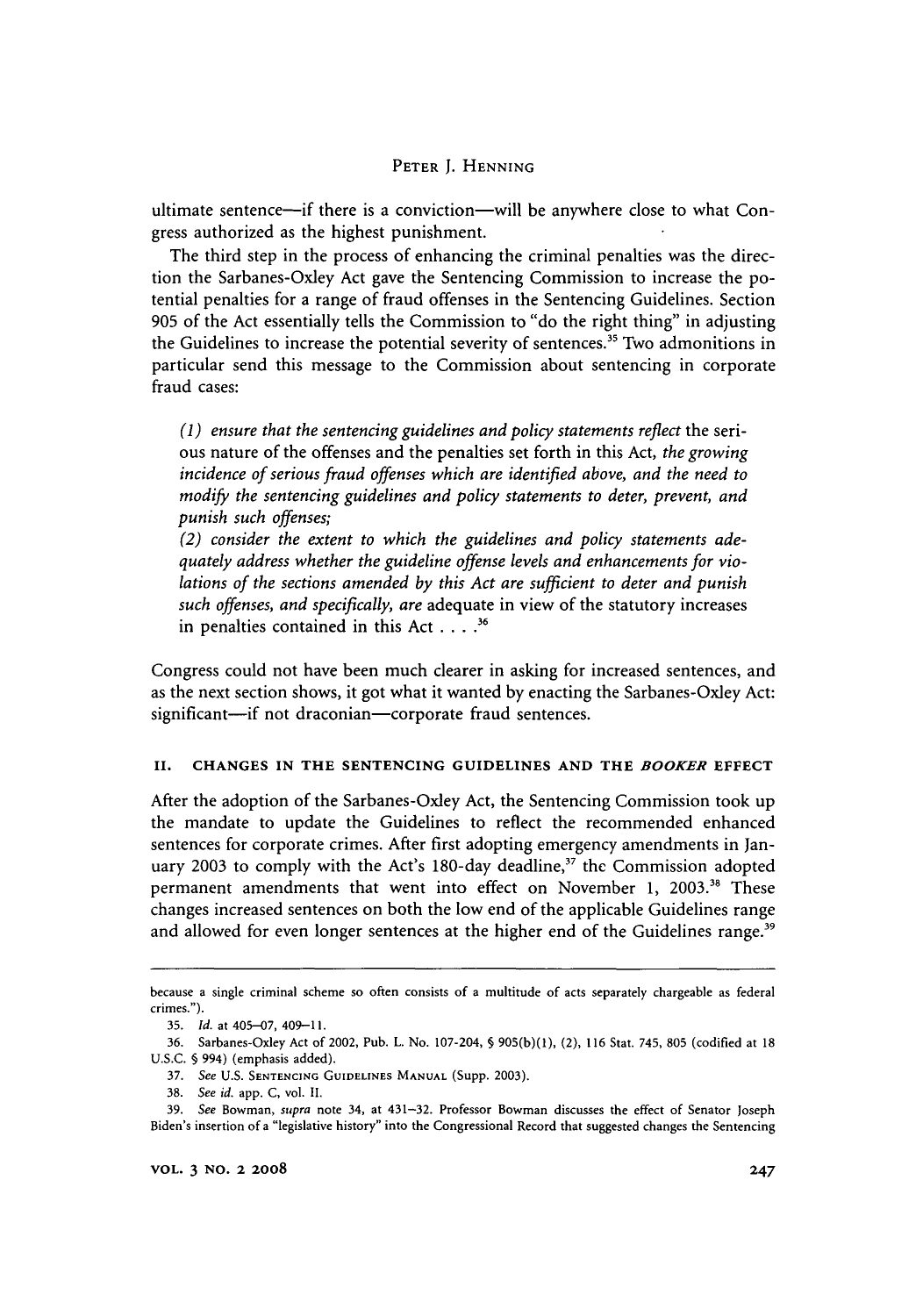ultimate sentence—if there is a conviction—will be anywhere close to what Congress authorized as the highest punishment.

The third step in the process of enhancing the criminal penalties was the direction the Sarbanes-Oxley Act gave the Sentencing Commission to increase the potential penalties for a range of fraud offenses in the Sentencing Guidelines. Section 905 of the Act essentially tells the Commission to "do the right thing" in adjusting the Guidelines to increase the potential severity of sentences.[35] Two admonitions in particular send this message to the Commission about sentencing in corporate fraud cases:

> *(1) ensure that the sentencing guidelines and policy statements reflect* the serious nature of the offenses and the penalties set forth in this Act, *the growing incidence of serious fraud offenses which are identified above, and the need to modify the sentencing guidelines and policy statements to deter, prevent, and punish such offenses;*
> *(2) consider the extent to which the guidelines and policy statements adequately address whether the guideline offense levels and enhancements for violations of the sections amended by this Act are sufficient to deter and punish such offenses, and specifically, are* adequate in view of the statutory increases in penalties contained in this Act . . . .[36]

Congress could not have been much clearer in asking for increased sentences, and as the next section shows, it got what it wanted by enacting the Sarbanes-Oxley Act: significant—if not draconian—corporate fraud sentences.

## II. CHANGES IN THE SENTENCING GUIDELINES AND THE *BOOKER* EFFECT

After the adoption of the Sarbanes-Oxley Act, the Sentencing Commission took up the mandate to update the Guidelines to reflect the recommended enhanced sentences for corporate crimes. After first adopting emergency amendments in January 2003 to comply with the Act's 180-day deadline,[37] the Commission adopted permanent amendments that went into effect on November 1, 2003.[38] These changes increased sentences on both the low end of the applicable Guidelines range and allowed for even longer sentences at the higher end of the Guidelines range.[39]

---

because a single criminal scheme so often consists of a multitude of acts separately chargeable as federal crimes.").

35. *Id.* at 405–07, 409–11.

36. Sarbanes-Oxley Act of 2002, Pub. L. No. 107-204, § 905(b)(1), (2), 116 Stat. 745, 805 (codified at 18 U.S.C. § 994) (emphasis added).

37. *See* U.S. SENTENCING GUIDELINES MANUAL (Supp. 2003).

38. *See id.* app. C, vol. II.

39. *See* Bowman, *supra* note 34, at 431–32. Professor Bowman discusses the effect of Senator Joseph Biden's insertion of a "legislative history" into the Congressional Record that suggested changes the Sentencing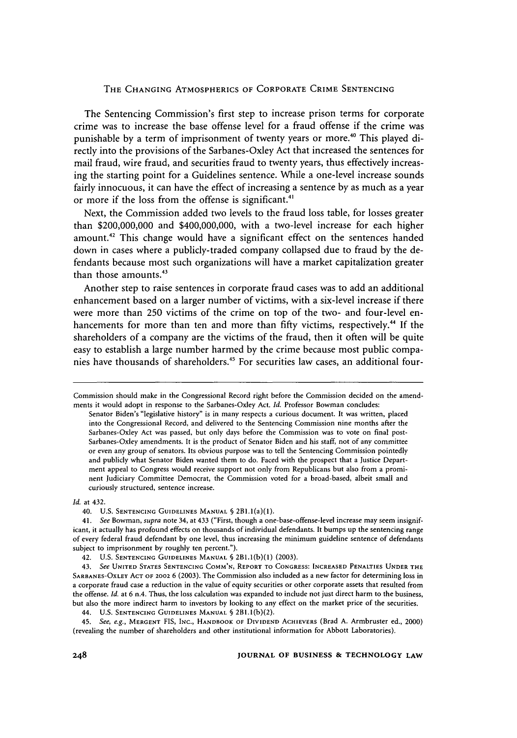The Sentencing Commission's first step to increase prison terms for corporate crime was to increase the base offense level for a fraud offense if the crime was punishable by a term of imprisonment of twenty years or more.[40] This played directly into the provisions of the Sarbanes-Oxley Act that increased the sentences for mail fraud, wire fraud, and securities fraud to twenty years, thus effectively increasing the starting point for a Guidelines sentence. While a one-level increase sounds fairly innocuous, it can have the effect of increasing a sentence by as much as a year or more if the loss from the offense is significant.[41]

Next, the Commission added two levels to the fraud loss table, for losses greater than $200,000,000 and $400,000,000, with a two-level increase for each higher amount.[42] This change would have a significant effect on the sentences handed down in cases where a publicly-traded company collapsed due to fraud by the defendants because most such organizations will have a market capitalization greater than those amounts.[43]

Another step to raise sentences in corporate fraud cases was to add an additional enhancement based on a larger number of victims, with a six-level increase if there were more than 250 victims of the crime on top of the two- and four-level enhancements for more than ten and more than fifty victims, respectively.[44] If the shareholders of a company are the victims of the fraud, then it often will be quite easy to establish a large number harmed by the crime because most public companies have thousands of shareholders.[45] For securities law cases, an additional four-

---

Commission should make in the Congressional Record right before the Commission decided on the amendments it would adopt in response to the Sarbanes-Oxley Act. *Id.* Professor Bowman concludes:

> Senator Biden's "legislative history" is in many respects a curious document. It was written, placed into the Congressional Record, and delivered to the Sentencing Commission nine months after the Sarbanes-Oxley Act was passed, but only days before the Commission was to vote on final post-Sarbanes-Oxley amendments. It is the product of Senator Biden and his staff, not of any committee or even any group of senators. Its obvious purpose was to tell the Sentencing Commission pointedly and publicly what Senator Biden wanted them to do. Faced with the prospect that a Justice Department appeal to Congress would receive support not only from Republicans but also from a prominent Judiciary Committee Democrat, the Commission voted for a broad-based, albeit small and curiously structured, sentence increase.

*Id.* at 432.

40. U.S. Sentencing Guidelines Manual § 2B1.1(a)(1).

41. *See* Bowman, *supra* note 34, at 433 ("First, though a one-base-offense-level increase may seem insignificant, it actually has profound effects on thousands of individual defendants. It bumps up the sentencing range of every federal fraud defendant by one level, thus increasing the minimum guideline sentence of defendants subject to imprisonment by roughly ten percent.").

42. U.S. Sentencing Guidelines Manual § 2B1.1(b)(1) (2003).

43. *See* United States Sentencing Comm'n, Report to Congress: Increased Penalties Under the Sarbanes-Oxley Act of 2002 6 (2003). The Commission also included as a new factor for determining loss in a corporate fraud case a reduction in the value of equity securities or other corporate assets that resulted from the offense. *Id.* at 6 n.4. Thus, the loss calculation was expanded to include not just direct harm to the business, but also the more indirect harm to investors by looking to any effect on the market price of the securities.

44. U.S. Sentencing Guidelines Manual § 2B1.1(b)(2).

45. *See, e.g.*, Mergent FIS, Inc., Handbook of Dividend Achievers (Brad A. Armbruster ed., 2000) (revealing the number of shareholders and other institutional information for Abbott Laboratories).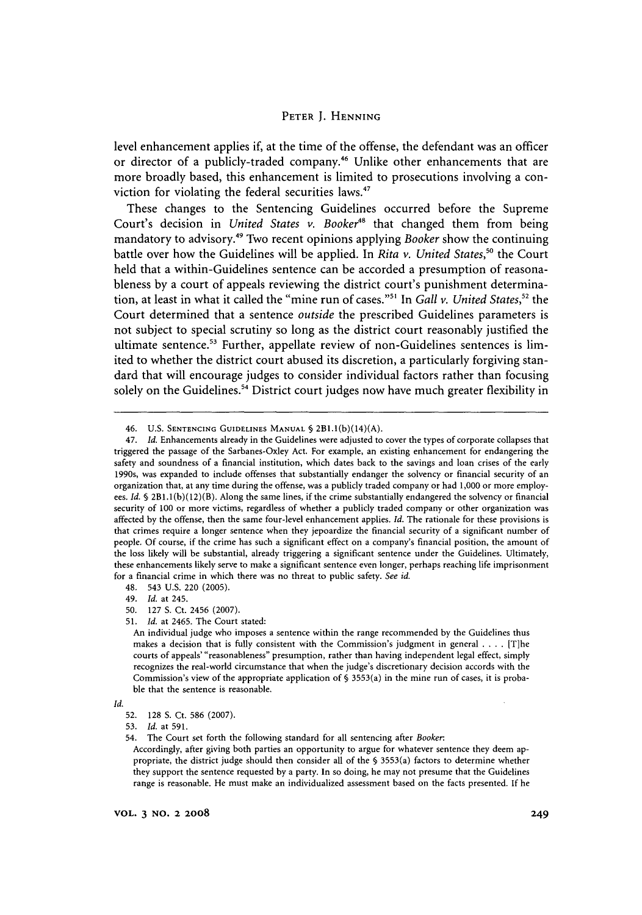level enhancement applies if, at the time of the offense, the defendant was an officer or director of a publicly-traded company.[46] Unlike other enhancements that are more broadly based, this enhancement is limited to prosecutions involving a conviction for violating the federal securities laws.[47]

These changes to the Sentencing Guidelines occurred before the Supreme Court's decision in *United States v. Booker*[48] that changed them from being mandatory to advisory.[49] Two recent opinions applying *Booker* show the continuing battle over how the Guidelines will be applied. In *Rita v. United States*,[50] the Court held that a within-Guidelines sentence can be accorded a presumption of reasonableness by a court of appeals reviewing the district court's punishment determination, at least in what it called the "mine run of cases."[51] In *Gall v. United States*,[52] the Court determined that a sentence *outside* the prescribed Guidelines parameters is not subject to special scrutiny so long as the district court reasonably justified the ultimate sentence.[53] Further, appellate review of non-Guidelines sentences is limited to whether the district court abused its discretion, a particularly forgiving standard that will encourage judges to consider individual factors rather than focusing solely on the Guidelines.[54] District court judges now have much greater flexibility in

---

46. U.S. SENTENCING GUIDELINES MANUAL § 2B1.1(b)(14)(A).

47. *Id.* Enhancements already in the Guidelines were adjusted to cover the types of corporate collapses that triggered the passage of the Sarbanes-Oxley Act. For example, an existing enhancement for endangering the safety and soundness of a financial institution, which dates back to the savings and loan crises of the early 1990s, was expanded to include offenses that substantially endanger the solvency or financial security of an organization that, at any time during the offense, was a publicly traded company or had 1,000 or more employees. *Id.* § 2B1.1(b)(12)(B). Along the same lines, if the crime substantially endangered the solvency or financial security of 100 or more victims, regardless of whether a publicly traded company or other organization was affected by the offense, then the same four-level enhancement applies. *Id.* The rationale for these provisions is that crimes require a longer sentence when they jeopardize the financial security of a significant number of people. Of course, if the crime has such a significant effect on a company's financial position, the amount of the loss likely will be substantial, already triggering a significant sentence under the Guidelines. Ultimately, these enhancements likely serve to make a significant sentence even longer, perhaps reaching life imprisonment for a financial crime in which there was no threat to public safety. *See id.*

48. 543 U.S. 220 (2005).

49. *Id.* at 245.

50. 127 S. Ct. 2456 (2007).

51. *Id.* at 2465. The Court stated:

> An individual judge who imposes a sentence within the range recommended by the Guidelines thus makes a decision that is fully consistent with the Commission's judgment in general . . . . [T]he courts of appeals' "reasonableness" presumption, rather than having independent legal effect, simply recognizes the real-world circumstance that when the judge's discretionary decision accords with the Commission's view of the appropriate application of § 3553(a) in the mine run of cases, it is probable that the sentence is reasonable.

*Id.*

52. 128 S. Ct. 586 (2007).

53. *Id.* at 591.

54. The Court set forth the following standard for all sentencing after *Booker*:

> Accordingly, after giving both parties an opportunity to argue for whatever sentence they deem appropriate, the district judge should then consider all of the § 3553(a) factors to determine whether they support the sentence requested by a party. In so doing, he may not presume that the Guidelines range is reasonable. He must make an individualized assessment based on the facts presented. If he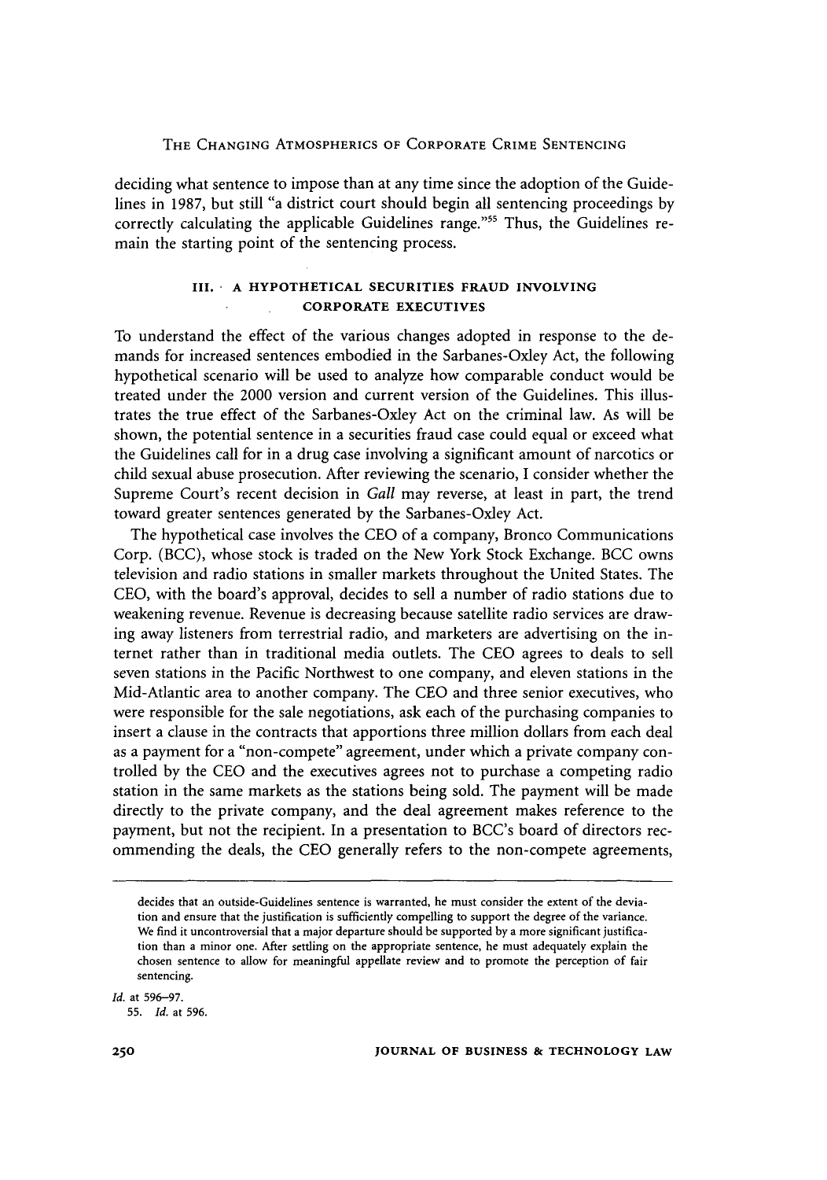deciding what sentence to impose than at any time since the adoption of the Guidelines in 1987, but still "a district court should begin all sentencing proceedings by correctly calculating the applicable Guidelines range."[55] Thus, the Guidelines remain the starting point of the sentencing process.

## III. A HYPOTHETICAL SECURITIES FRAUD INVOLVING CORPORATE EXECUTIVES

To understand the effect of the various changes adopted in response to the demands for increased sentences embodied in the Sarbanes-Oxley Act, the following hypothetical scenario will be used to analyze how comparable conduct would be treated under the 2000 version and current version of the Guidelines. This illustrates the true effect of the Sarbanes-Oxley Act on the criminal law. As will be shown, the potential sentence in a securities fraud case could equal or exceed what the Guidelines call for in a drug case involving a significant amount of narcotics or child sexual abuse prosecution. After reviewing the scenario, I consider whether the Supreme Court's recent decision in *Gall* may reverse, at least in part, the trend toward greater sentences generated by the Sarbanes-Oxley Act.

The hypothetical case involves the CEO of a company, Bronco Communications Corp. (BCC), whose stock is traded on the New York Stock Exchange. BCC owns television and radio stations in smaller markets throughout the United States. The CEO, with the board's approval, decides to sell a number of radio stations due to weakening revenue. Revenue is decreasing because satellite radio services are drawing away listeners from terrestrial radio, and marketers are advertising on the internet rather than in traditional media outlets. The CEO agrees to deals to sell seven stations in the Pacific Northwest to one company, and eleven stations in the Mid-Atlantic area to another company. The CEO and three senior executives, who were responsible for the sale negotiations, ask each of the purchasing companies to insert a clause in the contracts that apportions three million dollars from each deal as a payment for a "non-compete" agreement, under which a private company controlled by the CEO and the executives agrees not to purchase a competing radio station in the same markets as the stations being sold. The payment will be made directly to the private company, and the deal agreement makes reference to the payment, but not the recipient. In a presentation to BCC's board of directors recommending the deals, the CEO generally refers to the non-compete agreements,

---

decides that an outside-Guidelines sentence is warranted, he must consider the extent of the deviation and ensure that the justification is sufficiently compelling to support the degree of the variance. We find it uncontroversial that a major departure should be supported by a more significant justification than a minor one. After settling on the appropriate sentence, he must adequately explain the chosen sentence to allow for meaningful appellate review and to promote the perception of fair sentencing.

*Id.* at 596–97.

55. *Id.* at 596.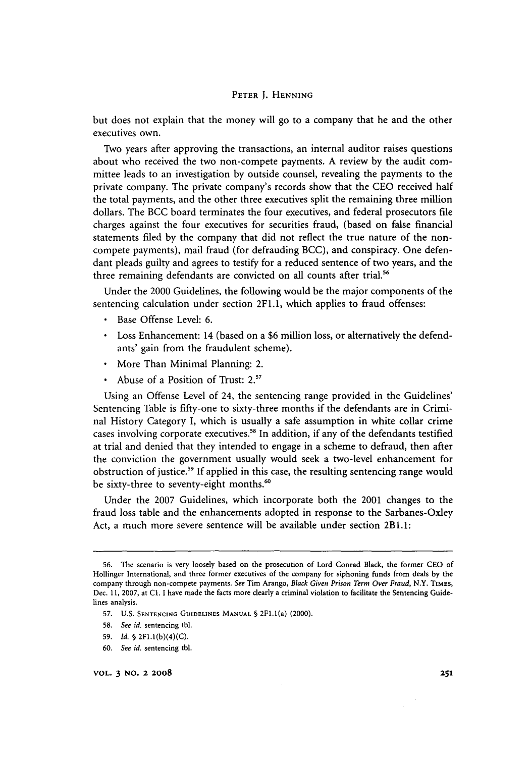but does not explain that the money will go to a company that he and the other executives own.

Two years after approving the transactions, an internal auditor raises questions about who received the two non-compete payments. A review by the audit committee leads to an investigation by outside counsel, revealing the payments to the private company. The private company's records show that the CEO received half the total payments, and the other three executives split the remaining three million dollars. The BCC board terminates the four executives, and federal prosecutors file charges against the four executives for securities fraud, (based on false financial statements filed by the company that did not reflect the true nature of the non-compete payments), mail fraud (for defrauding BCC), and conspiracy. One defendant pleads guilty and agrees to testify for a reduced sentence of two years, and the three remaining defendants are convicted on all counts after trial.[56]

Under the 2000 Guidelines, the following would be the major components of the sentencing calculation under section 2F1.1, which applies to fraud offenses:

- Base Offense Level: 6.
- Loss Enhancement: 14 (based on a $6 million loss, or alternatively the defendants' gain from the fraudulent scheme).
- More Than Minimal Planning: 2.
- Abuse of a Position of Trust: 2.[57]

Using an Offense Level of 24, the sentencing range provided in the Guidelines' Sentencing Table is fifty-one to sixty-three months if the defendants are in Criminal History Category I, which is usually a safe assumption in white collar crime cases involving corporate executives.[58] In addition, if any of the defendants testified at trial and denied that they intended to engage in a scheme to defraud, then after the conviction the government usually would seek a two-level enhancement for obstruction of justice.[59] If applied in this case, the resulting sentencing range would be sixty-three to seventy-eight months.[60]

Under the 2007 Guidelines, which incorporate both the 2001 changes to the fraud loss table and the enhancements adopted in response to the Sarbanes-Oxley Act, a much more severe sentence will be available under section 2B1.1:

---

56. The scenario is very loosely based on the prosecution of Lord Conrad Black, the former CEO of Hollinger International, and three former executives of the company for siphoning funds from deals by the company through non-compete payments. *See* Tim Arango, *Black Given Prison Term Over Fraud*, N.Y. Times, Dec. 11, 2007, at C1. I have made the facts more clearly a criminal violation to facilitate the Sentencing Guidelines analysis.

57. U.S. Sentencing Guidelines Manual § 2F1.1(a) (2000).

58. *See id.* sentencing tbl.

59. *Id.* § 2F1.1(b)(4)(C).

60. *See id.* sentencing tbl.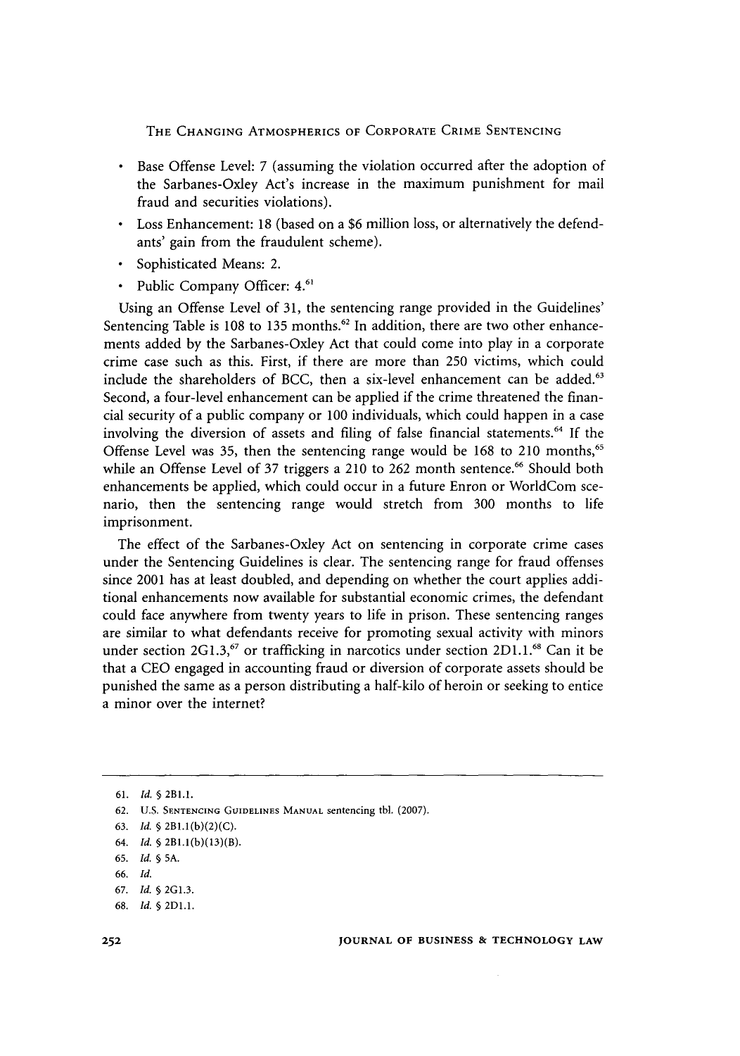- Base Offense Level: 7 (assuming the violation occurred after the adoption of the Sarbanes-Oxley Act's increase in the maximum punishment for mail fraud and securities violations).
- Loss Enhancement: 18 (based on a $6 million loss, or alternatively the defendants' gain from the fraudulent scheme).
- Sophisticated Means: 2.
- Public Company Officer: 4.[61]

Using an Offense Level of 31, the sentencing range provided in the Guidelines' Sentencing Table is 108 to 135 months.[62] In addition, there are two other enhancements added by the Sarbanes-Oxley Act that could come into play in a corporate crime case such as this. First, if there are more than 250 victims, which could include the shareholders of BCC, then a six-level enhancement can be added.[63] Second, a four-level enhancement can be applied if the crime threatened the financial security of a public company or 100 individuals, which could happen in a case involving the diversion of assets and filing of false financial statements.[64] If the Offense Level was 35, then the sentencing range would be 168 to 210 months,[65] while an Offense Level of 37 triggers a 210 to 262 month sentence.[66] Should both enhancements be applied, which could occur in a future Enron or WorldCom scenario, then the sentencing range would stretch from 300 months to life imprisonment.

The effect of the Sarbanes-Oxley Act on sentencing in corporate crime cases under the Sentencing Guidelines is clear. The sentencing range for fraud offenses since 2001 has at least doubled, and depending on whether the court applies additional enhancements now available for substantial economic crimes, the defendant could face anywhere from twenty years to life in prison. These sentencing ranges are similar to what defendants receive for promoting sexual activity with minors under section 2G1.3,[67] or trafficking in narcotics under section 2D1.1.[68] Can it be that a CEO engaged in accounting fraud or diversion of corporate assets should be punished the same as a person distributing a half-kilo of heroin or seeking to entice a minor over the internet?

---

61. *Id.* § 2B1.1.
62. U.S. SENTENCING GUIDELINES MANUAL sentencing tbl. (2007).
63. *Id.* § 2B1.1(b)(2)(C).
64. *Id.* § 2B1.1(b)(13)(B).
65. *Id.* § 5A.
66. *Id.*
67. *Id.* § 2G1.3.
68. *Id.* § 2D1.1.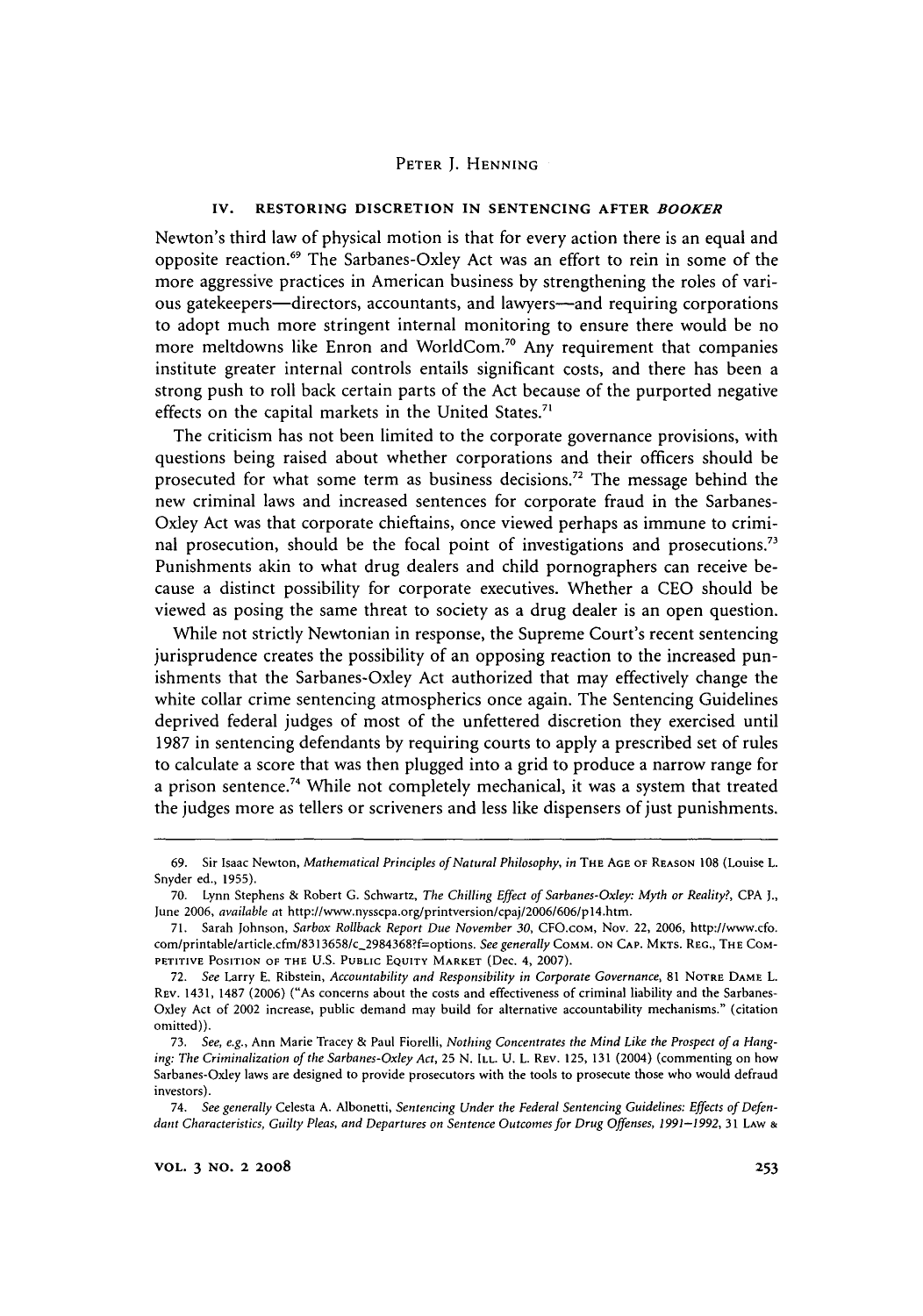## IV. RESTORING DISCRETION IN SENTENCING AFTER *BOOKER*

Newton's third law of physical motion is that for every action there is an equal and opposite reaction.[69] The Sarbanes-Oxley Act was an effort to rein in some of the more aggressive practices in American business by strengthening the roles of various gatekeepers—directors, accountants, and lawyers—and requiring corporations to adopt much more stringent internal monitoring to ensure there would be no more meltdowns like Enron and WorldCom.[70] Any requirement that companies institute greater internal controls entails significant costs, and there has been a strong push to roll back certain parts of the Act because of the purported negative effects on the capital markets in the United States.[71]

The criticism has not been limited to the corporate governance provisions, with questions being raised about whether corporations and their officers should be prosecuted for what some term as business decisions.[72] The message behind the new criminal laws and increased sentences for corporate fraud in the Sarbanes-Oxley Act was that corporate chieftains, once viewed perhaps as immune to criminal prosecution, should be the focal point of investigations and prosecutions.[73] Punishments akin to what drug dealers and child pornographers can receive because a distinct possibility for corporate executives. Whether a CEO should be viewed as posing the same threat to society as a drug dealer is an open question.

While not strictly Newtonian in response, the Supreme Court's recent sentencing jurisprudence creates the possibility of an opposing reaction to the increased punishments that the Sarbanes-Oxley Act authorized that may effectively change the white collar crime sentencing atmospherics once again. The Sentencing Guidelines deprived federal judges of most of the unfettered discretion they exercised until 1987 in sentencing defendants by requiring courts to apply a prescribed set of rules to calculate a score that was then plugged into a grid to produce a narrow range for a prison sentence.[74] While not completely mechanical, it was a system that treated the judges more as tellers or scriveners and less like dispensers of just punishments.

---

69. Sir Isaac Newton, *Mathematical Principles of Natural Philosophy*, *in* THE AGE OF REASON 108 (Louise L. Snyder ed., 1955).

70. Lynn Stephens & Robert G. Schwartz, *The Chilling Effect of Sarbanes-Oxley: Myth or Reality?*, CPA J., June 2006, *available at* http://www.nysscpa.org/printversion/cpaj/2006/606/p14.htm.

71. Sarah Johnson, *Sarbox Rollback Report Due November 30*, CFO.COM, Nov. 22, 2006, http://www.cfo.com/printable/article.cfm/8313658/c_2984368?f=options. *See generally* COMM. ON CAP. MKTS. REG., THE COMPETITIVE POSITION OF THE U.S. PUBLIC EQUITY MARKET (Dec. 4, 2007).

72. *See* Larry E. Ribstein, *Accountability and Responsibility in Corporate Governance*, 81 NOTRE DAME L. REV. 1431, 1487 (2006) ("As concerns about the costs and effectiveness of criminal liability and the Sarbanes-Oxley Act of 2002 increase, public demand may build for alternative accountability mechanisms." (citation omitted)).

73. *See, e.g.*, Ann Marie Tracey & Paul Fiorelli, *Nothing Concentrates the Mind Like the Prospect of a Hanging: The Criminalization of the Sarbanes-Oxley Act*, 25 N. ILL. U. L. REV. 125, 131 (2004) (commenting on how Sarbanes-Oxley laws are designed to provide prosecutors with the tools to prosecute those who would defraud investors).

74. *See generally* Celesta A. Albonetti, *Sentencing Under the Federal Sentencing Guidelines: Effects of Defendant Characteristics, Guilty Pleas, and Departures on Sentence Outcomes for Drug Offenses, 1991–1992*, 31 LAW &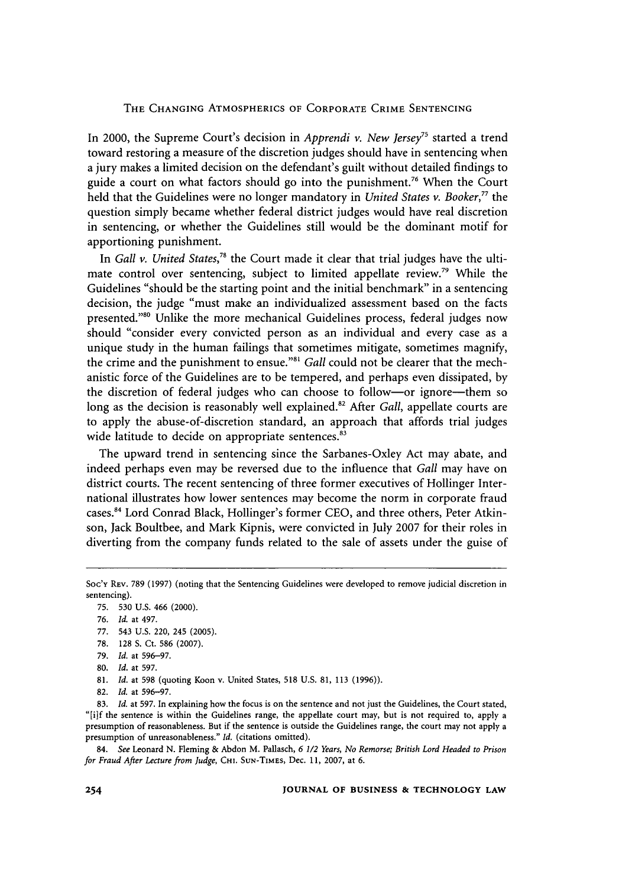In 2000, the Supreme Court's decision in *Apprendi v. New Jersey*[75] started a trend toward restoring a measure of the discretion judges should have in sentencing when a jury makes a limited decision on the defendant's guilt without detailed findings to guide a court on what factors should go into the punishment.[76] When the Court held that the Guidelines were no longer mandatory in *United States v. Booker*,[77] the question simply became whether federal district judges would have real discretion in sentencing, or whether the Guidelines still would be the dominant motif for apportioning punishment.

In *Gall v. United States*,[78] the Court made it clear that trial judges have the ultimate control over sentencing, subject to limited appellate review.[79] While the Guidelines "should be the starting point and the initial benchmark" in a sentencing decision, the judge "must make an individualized assessment based on the facts presented."[80] Unlike the more mechanical Guidelines process, federal judges now should "consider every convicted person as an individual and every case as a unique study in the human failings that sometimes mitigate, sometimes magnify, the crime and the punishment to ensue."[81] *Gall* could not be clearer that the mechanistic force of the Guidelines are to be tempered, and perhaps even dissipated, by the discretion of federal judges who can choose to follow—or ignore—them so long as the decision is reasonably well explained.[82] After *Gall*, appellate courts are to apply the abuse-of-discretion standard, an approach that affords trial judges wide latitude to decide on appropriate sentences.[83]

The upward trend in sentencing since the Sarbanes-Oxley Act may abate, and indeed perhaps even may be reversed due to the influence that *Gall* may have on district courts. The recent sentencing of three former executives of Hollinger International illustrates how lower sentences may become the norm in corporate fraud cases.[84] Lord Conrad Black, Hollinger's former CEO, and three others, Peter Atkinson, Jack Boultbee, and Mark Kipnis, were convicted in July 2007 for their roles in diverting from the company funds related to the sale of assets under the guise of

---

SOC'Y REV. 789 (1997) (noting that the Sentencing Guidelines were developed to remove judicial discretion in sentencing).

75. 530 U.S. 466 (2000).

76. *Id.* at 497.

77. 543 U.S. 220, 245 (2005).

78. 128 S. Ct. 586 (2007).

79. *Id.* at 596–97.

80. *Id.* at 597.

81. *Id.* at 598 (quoting Koon v. United States, 518 U.S. 81, 113 (1996)).

82. *Id.* at 596–97.

83. *Id.* at 597. In explaining how the focus is on the sentence and not just the Guidelines, the Court stated, "[i]f the sentence is within the Guidelines range, the appellate court may, but is not required to, apply a presumption of reasonableness. But if the sentence is outside the Guidelines range, the court may not apply a presumption of unreasonableness." *Id.* (citations omitted).

84. *See* Leonard N. Fleming & Abdon M. Pallasch, *6 1/2 Years, No Remorse; British Lord Headed to Prison for Fraud After Lecture from Judge*, CHI. SUN-TIMES, Dec. 11, 2007, at 6.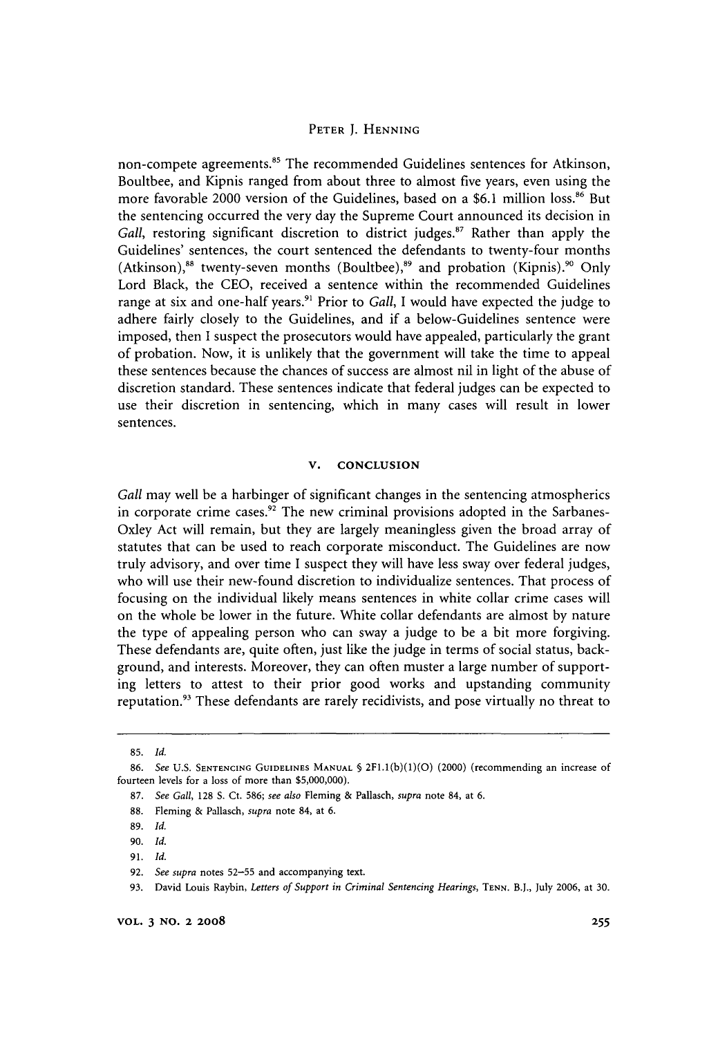non-compete agreements.[85] The recommended Guidelines sentences for Atkinson, Boultbee, and Kipnis ranged from about three to almost five years, even using the more favorable 2000 version of the Guidelines, based on a $6.1 million loss.[86] But the sentencing occurred the very day the Supreme Court announced its decision in *Gall*, restoring significant discretion to district judges.[87] Rather than apply the Guidelines' sentences, the court sentenced the defendants to twenty-four months (Atkinson),[88] twenty-seven months (Boultbee),[89] and probation (Kipnis).[90] Only Lord Black, the CEO, received a sentence within the recommended Guidelines range at six and one-half years.[91] Prior to *Gall*, I would have expected the judge to adhere fairly closely to the Guidelines, and if a below-Guidelines sentence were imposed, then I suspect the prosecutors would have appealed, particularly the grant of probation. Now, it is unlikely that the government will take the time to appeal these sentences because the chances of success are almost nil in light of the abuse of discretion standard. These sentences indicate that federal judges can be expected to use their discretion in sentencing, which in many cases will result in lower sentences.

## V. CONCLUSION

*Gall* may well be a harbinger of significant changes in the sentencing atmospherics in corporate crime cases.[92] The new criminal provisions adopted in the Sarbanes-Oxley Act will remain, but they are largely meaningless given the broad array of statutes that can be used to reach corporate misconduct. The Guidelines are now truly advisory, and over time I suspect they will have less sway over federal judges, who will use their new-found discretion to individualize sentences. That process of focusing on the individual likely means sentences in white collar crime cases will on the whole be lower in the future. White collar defendants are almost by nature the type of appealing person who can sway a judge to be a bit more forgiving. These defendants are, quite often, just like the judge in terms of social status, background, and interests. Moreover, they can often muster a large number of supporting letters to attest to their prior good works and upstanding community reputation.[93] These defendants are rarely recidivists, and pose virtually no threat to

---

85. *Id.*

86. *See* U.S. SENTENCING GUIDELINES MANUAL § 2F1.1(b)(1)(O) (2000) (recommending an increase of fourteen levels for a loss of more than $5,000,000).

87. *See Gall*, 128 S. Ct. 586; *see also* Fleming & Pallasch, *supra* note 84, at 6.

88. Fleming & Pallasch, *supra* note 84, at 6.

89. *Id.*

90. *Id.*

91. *Id.*

92. *See supra* notes 52–55 and accompanying text.

93. David Louis Raybin, *Letters of Support in Criminal Sentencing Hearings*, TENN. B.J., July 2006, at 30.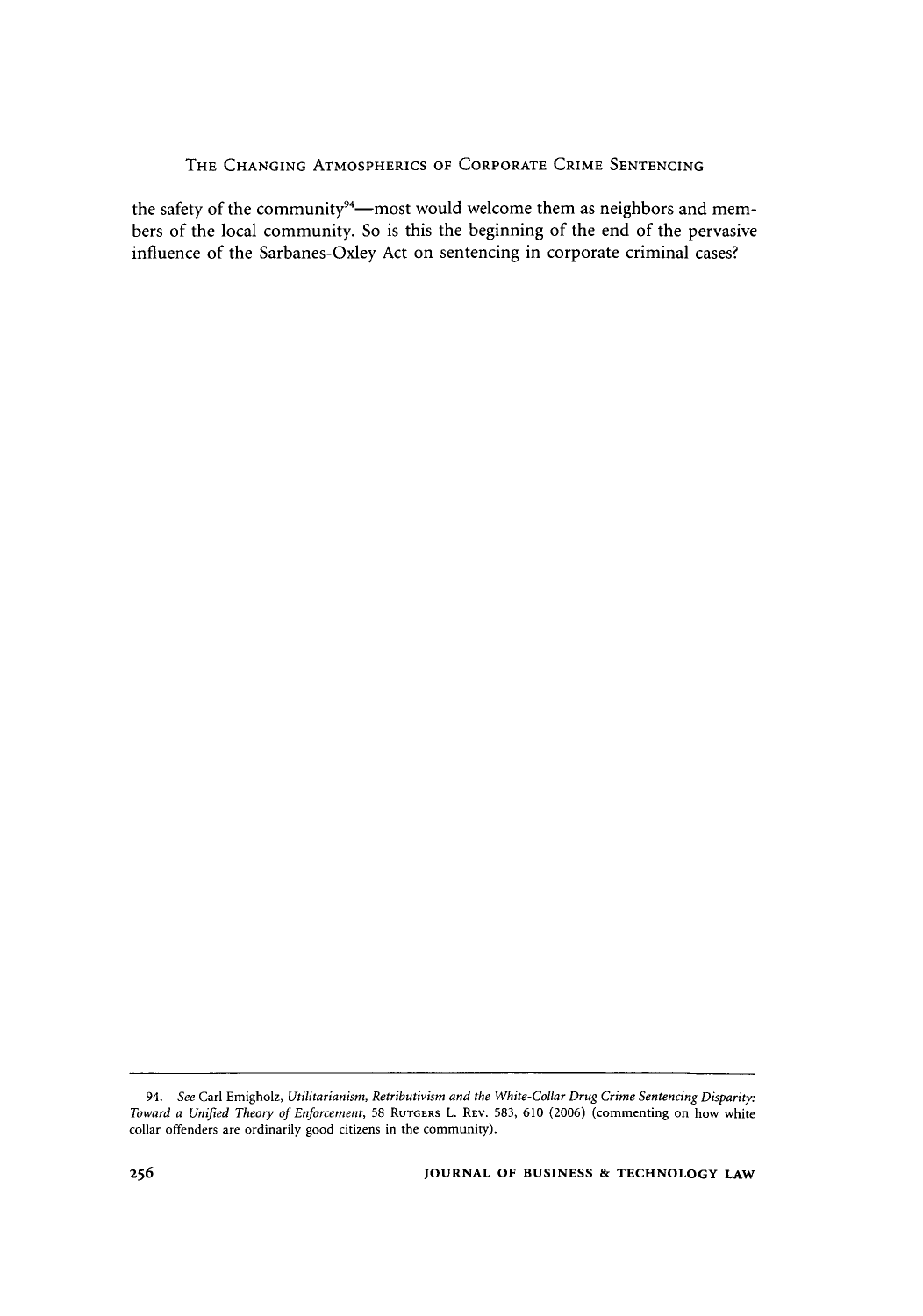the safety of the community[94]—most would welcome them as neighbors and members of the local community. So is this the beginning of the end of the pervasive influence of the Sarbanes-Oxley Act on sentencing in corporate criminal cases?

---

94. *See* Carl Emigholz, *Utilitarianism, Retributivism and the White-Collar Drug Crime Sentencing Disparity: Toward a Unified Theory of Enforcement*, 58 RUTGERS L. REV. 583, 610 (2006) (commenting on how white collar offenders are ordinarily good citizens in the community).